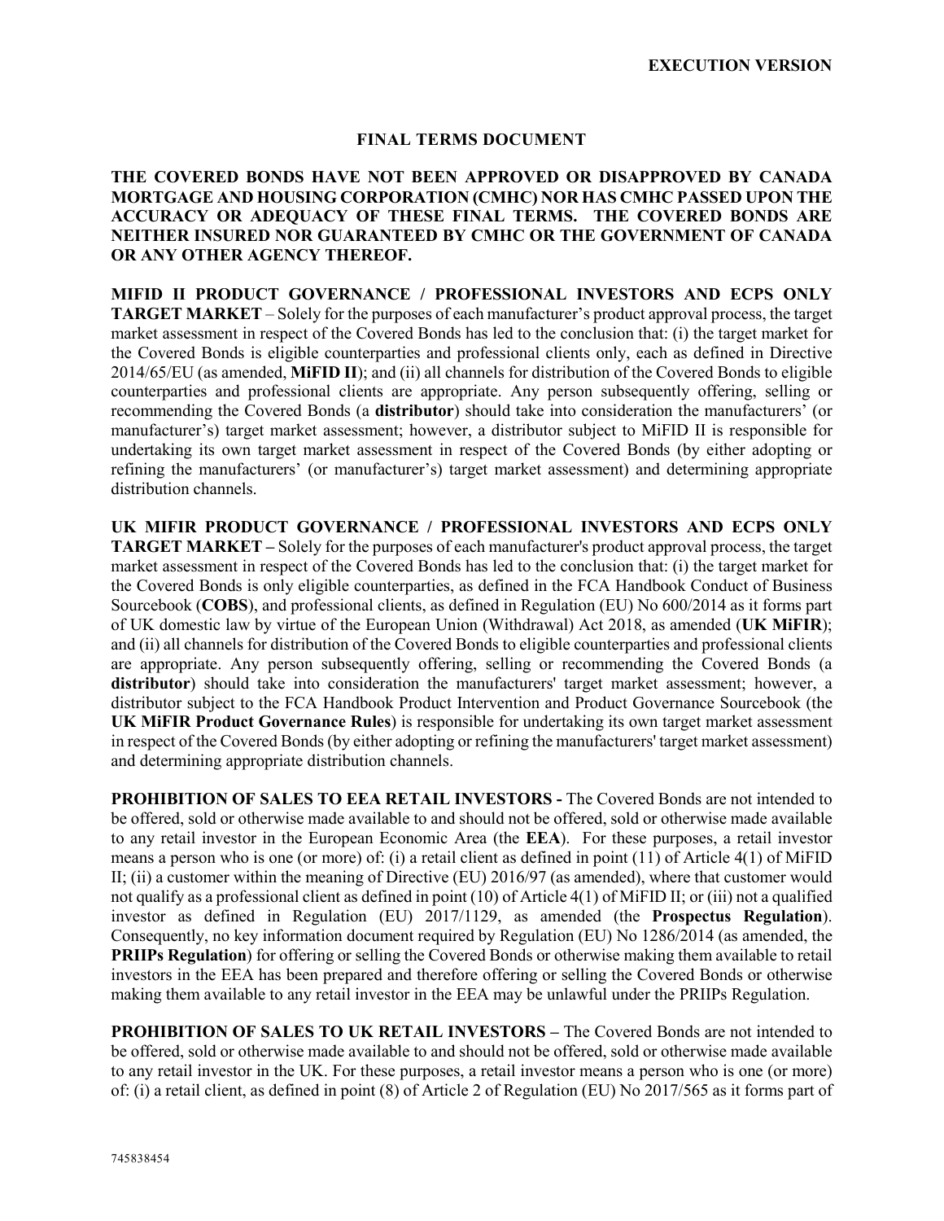**EXECUTION VERSION**

# FINAL TERMS DOCUMENT

**THE COVERED BONDS HAVE NOT BEEN APPROVED OR DISAPPROVED BY CANADA MORTGAGE AND HOUSING CORPORATION (CMHC) NOR HAS CMHC PASSED UPON THE ACCURACY OR ADEQUACY OF THESE FINAL TERMS. THE COVERED BONDS ARE NEITHER INSURED NOR GUARANTEED BY CMHC OR THE GOVERNMENT OF CANADA OR ANY OTHER AGENCY THEREOF.**

**MIFID II PRODUCT GOVERNANCE / PROFESSIONAL INVESTORS AND ECPS ONLY TARGET MARKET** – Solely for the purposes of each manufacturer's product approval process, the target market assessment in respect of the Covered Bonds has led to the conclusion that: (i) the target market for the Covered Bonds is eligible counterparties and professional clients only, each as defined in Directive 2014/65/EU (as amended, **MiFID II**); and (ii) all channels for distribution of the Covered Bonds to eligible counterparties and professional clients are appropriate. Any person subsequently offering, selling or recommending the Covered Bonds (a **distributor**) should take into consideration the manufacturers' (or manufacturer's) target market assessment; however, a distributor subject to MiFID II is responsible for undertaking its own target market assessment in respect of the Covered Bonds (by either adopting or refining the manufacturers' (or manufacturer's) target market assessment) and determining appropriate distribution channels.

**UK MIFIR PRODUCT GOVERNANCE / PROFESSIONAL INVESTORS AND ECPS ONLY TARGET MARKET –** Solely for the purposes of each manufacturer's product approval process, the target market assessment in respect of the Covered Bonds has led to the conclusion that: (i) the target market for the Covered Bonds is only eligible counterparties, as defined in the FCA Handbook Conduct of Business Sourcebook (**COBS**), and professional clients, as defined in Regulation (EU) No 600/2014 as it forms part of UK domestic law by virtue of the European Union (Withdrawal) Act 2018, as amended (**UK MiFIR**); and (ii) all channels for distribution of the Covered Bonds to eligible counterparties and professional clients are appropriate. Any person subsequently offering, selling or recommending the Covered Bonds (a **distributor**) should take into consideration the manufacturers' target market assessment; however, a distributor subject to the FCA Handbook Product Intervention and Product Governance Sourcebook (the **UK MiFIR Product Governance Rules**) is responsible for undertaking its own target market assessment in respect of the Covered Bonds (by either adopting or refining the manufacturers' target market assessment) and determining appropriate distribution channels.

**PROHIBITION OF SALES TO EEA RETAIL INVESTORS -** The Covered Bonds are not intended to be offered, sold or otherwise made available to and should not be offered, sold or otherwise made available to any retail investor in the European Economic Area (the **EEA**). For these purposes, a retail investor means a person who is one (or more) of: (i) a retail client as defined in point (11) of Article 4(1) of MiFID II; (ii) a customer within the meaning of Directive (EU) 2016/97 (as amended), where that customer would not qualify as a professional client as defined in point (10) of Article 4(1) of MiFID II; or (iii) not a qualified investor as defined in Regulation (EU) 2017/1129, as amended (the **Prospectus Regulation**). Consequently, no key information document required by Regulation (EU) No 1286/2014 (as amended, the **PRIIPs Regulation**) for offering or selling the Covered Bonds or otherwise making them available to retail investors in the EEA has been prepared and therefore offering or selling the Covered Bonds or otherwise making them available to any retail investor in the EEA may be unlawful under the PRIIPs Regulation.

**PROHIBITION OF SALES TO UK RETAIL INVESTORS –** The Covered Bonds are not intended to be offered, sold or otherwise made available to and should not be offered, sold or otherwise made available to any retail investor in the UK. For these purposes, a retail investor means a person who is one (or more) of: (i) a retail client, as defined in point (8) of Article 2 of Regulation (EU) No 2017/565 as it forms part of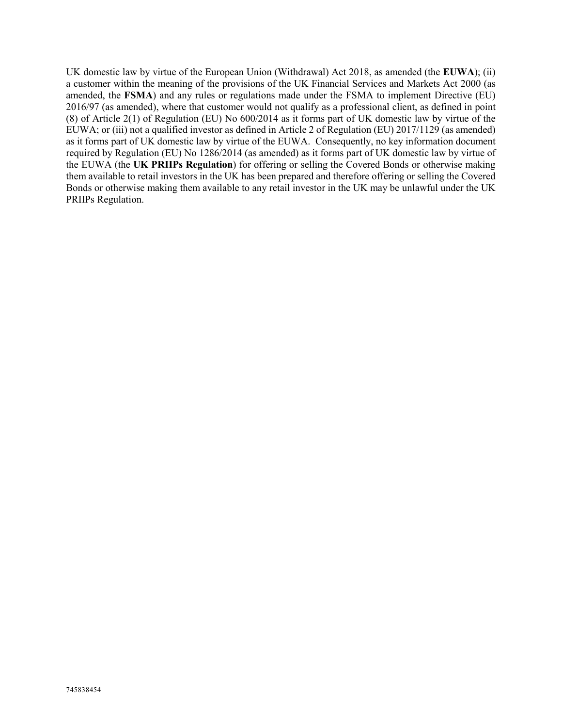UK domestic law by virtue of the European Union (Withdrawal) Act 2018, as amended (the **EUWA**); (ii) a customer within the meaning of the provisions of the UK Financial Services and Markets Act 2000 (as amended, the **FSMA**) and any rules or regulations made under the FSMA to implement Directive (EU) 2016/97 (as amended), where that customer would not qualify as a professional client, as defined in point (8) of Article 2(1) of Regulation (EU) No 600/2014 as it forms part of UK domestic law by virtue of the EUWA; or (iii) not a qualified investor as defined in Article 2 of Regulation (EU) 2017/1129 (as amended) as it forms part of UK domestic law by virtue of the EUWA. Consequently, no key information document required by Regulation (EU) No 1286/2014 (as amended) as it forms part of UK domestic law by virtue of the EUWA (the **UK PRIIPs Regulation**) for offering or selling the Covered Bonds or otherwise making them available to retail investors in the UK has been prepared and therefore offering or selling the Covered Bonds or otherwise making them available to any retail investor in the UK may be unlawful under the UK PRIIPs Regulation.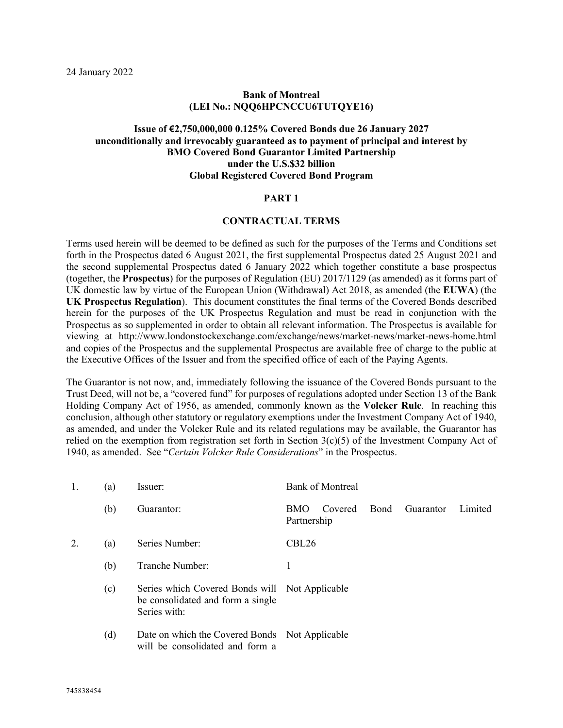24 January 2022

**Bank of Montreal**
**(LEI No.: NQQ6HPCNCCU6TUTQYE16)**

**Issue of €2,750,000,000 0.125% Covered Bonds due 26 January 2027 unconditionally and irrevocably guaranteed as to payment of principal and interest by BMO Covered Bond Guarantor Limited Partnership under the U.S.$32 billion Global Registered Covered Bond Program**

## PART 1

## CONTRACTUAL TERMS

Terms used herein will be deemed to be defined as such for the purposes of the Terms and Conditions set forth in the Prospectus dated 6 August 2021, the first supplemental Prospectus dated 25 August 2021 and the second supplemental Prospectus dated 6 January 2022 which together constitute a base prospectus (together, the **Prospectus**) for the purposes of Regulation (EU) 2017/1129 (as amended) as it forms part of UK domestic law by virtue of the European Union (Withdrawal) Act 2018, as amended (the **EUWA**) (the **UK Prospectus Regulation**). This document constitutes the final terms of the Covered Bonds described herein for the purposes of the UK Prospectus Regulation and must be read in conjunction with the Prospectus as so supplemented in order to obtain all relevant information. The Prospectus is available for viewing at http://www.londonstockexchange.com/exchange/news/market-news/market-news-home.html and copies of the Prospectus and the supplemental Prospectus are available free of charge to the public at the Executive Offices of the Issuer and from the specified office of each of the Paying Agents.

The Guarantor is not now, and, immediately following the issuance of the Covered Bonds pursuant to the Trust Deed, will not be, a "covered fund" for purposes of regulations adopted under Section 13 of the Bank Holding Company Act of 1956, as amended, commonly known as the **Volcker Rule**. In reaching this conclusion, although other statutory or regulatory exemptions under the Investment Company Act of 1940, as amended, and under the Volcker Rule and its related regulations may be available, the Guarantor has relied on the exemption from registration set forth in Section 3(c)(5) of the Investment Company Act of 1940, as amended. See "*Certain Volcker Rule Considerations*" in the Prospectus.

| | | | |
|---|---|---|---|
| 1. | (a) | Issuer: | Bank of Montreal |
| | (b) | Guarantor: | BMO Covered Bond Guarantor Limited Partnership |
| 2. | (a) | Series Number: | CBL26 |
| | (b) | Tranche Number: | 1 |
| | (c) | Series which Covered Bonds will be consolidated and form a single Series with: | Not Applicable |
| | (d) | Date on which the Covered Bonds will be consolidated and form a | Not Applicable |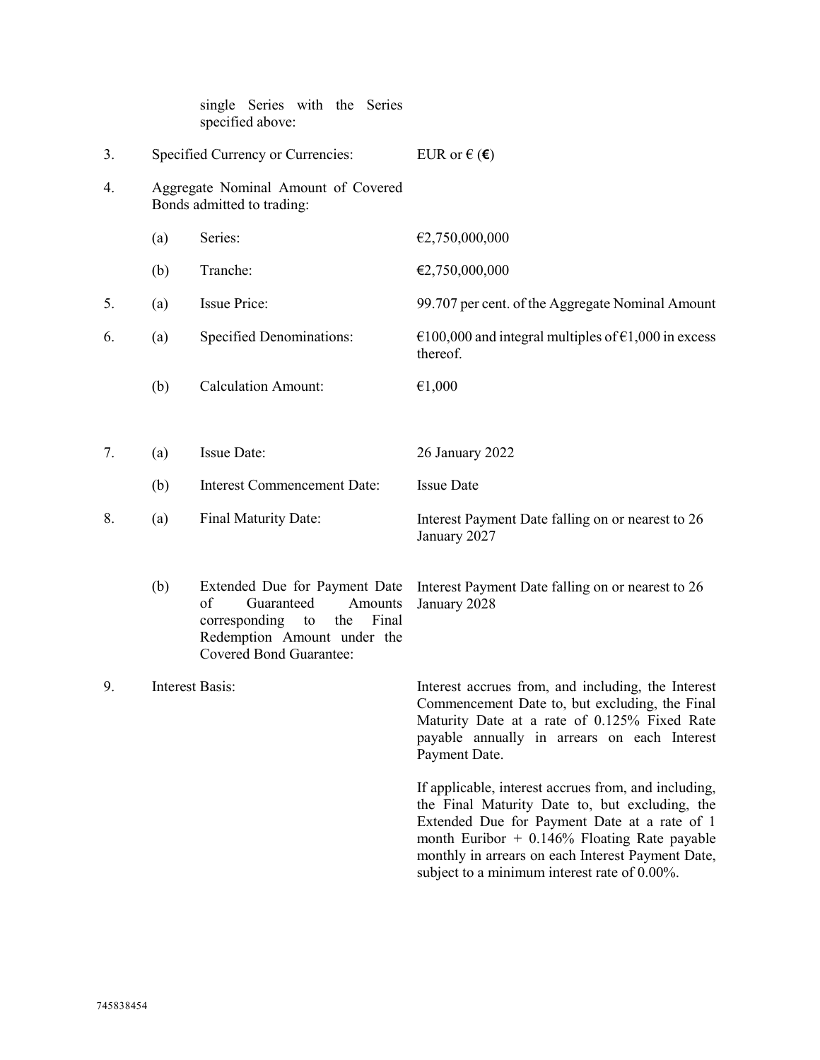| | | | |
|---|---|---|---|
| | | single Series with the Series specified above: | |
| 3. | Specified Currency or Currencies: | | EUR or € (**€**) |
| 4. | Aggregate Nominal Amount of Covered Bonds admitted to trading: | | |
| | (a) | Series: | €2,750,000,000 |
| | (b) | Tranche: | €2,750,000,000 |
| 5. | (a) | Issue Price: | 99.707 per cent. of the Aggregate Nominal Amount |
| 6. | (a) | Specified Denominations: | €100,000 and integral multiples of €1,000 in excess thereof. |
| | (b) | Calculation Amount: | €1,000 |
| 7. | (a) | Issue Date: | 26 January 2022 |
| | (b) | Interest Commencement Date: | Issue Date |
| 8. | (a) | Final Maturity Date: | Interest Payment Date falling on or nearest to 26 January 2027 |
| | (b) | Extended Due for Payment Date of Guaranteed Amounts corresponding to the Final Redemption Amount under the Covered Bond Guarantee: | Interest Payment Date falling on or nearest to 26 January 2028 |
| 9. | Interest Basis: | | Interest accrues from, and including, the Interest Commencement Date to, but excluding, the Final Maturity Date at a rate of 0.125% Fixed Rate payable annually in arrears on each Interest Payment Date.<br><br>If applicable, interest accrues from, and including, the Final Maturity Date to, but excluding, the Extended Due for Payment Date at a rate of 1 month Euribor + 0.146% Floating Rate payable monthly in arrears on each Interest Payment Date, subject to a minimum interest rate of 0.00%. |

745838454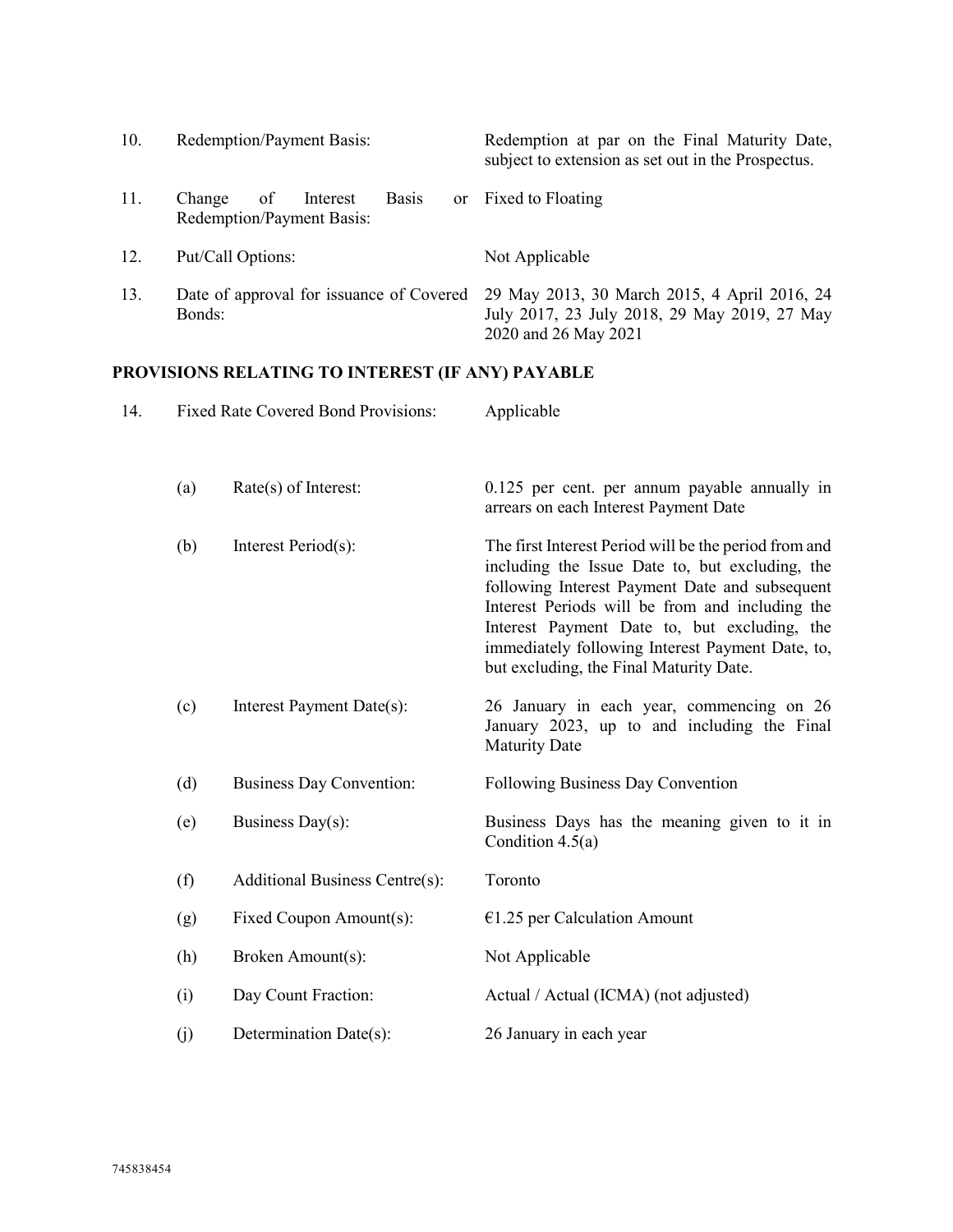| | | |
|---|---|---|
| 10. | Redemption/Payment Basis: | Redemption at par on the Final Maturity Date, subject to extension as set out in the Prospectus. |
| 11. | Change of Interest Basis or Redemption/Payment Basis: | Fixed to Floating |
| 12. | Put/Call Options: | Not Applicable |
| 13. | Date of approval for issuance of Covered Bonds: | 29 May 2013, 30 March 2015, 4 April 2016, 24 July 2017, 23 July 2018, 29 May 2019, 27 May 2020 and 26 May 2021 |

## PROVISIONS RELATING TO INTEREST (IF ANY) PAYABLE

| | | | |
|---|---|---|---|
| 14. | Fixed Rate Covered Bond Provisions: | | Applicable |
| | (a) | Rate(s) of Interest: | 0.125 per cent. per annum payable annually in arrears on each Interest Payment Date |
| | (b) | Interest Period(s): | The first Interest Period will be the period from and including the Issue Date to, but excluding, the following Interest Payment Date and subsequent Interest Periods will be from and including the Interest Payment Date to, but excluding, the immediately following Interest Payment Date, to, but excluding, the Final Maturity Date. |
| | (c) | Interest Payment Date(s): | 26 January in each year, commencing on 26 January 2023, up to and including the Final Maturity Date |
| | (d) | Business Day Convention: | Following Business Day Convention |
| | (e) | Business Day(s): | Business Days has the meaning given to it in Condition 4.5(a) |
| | (f) | Additional Business Centre(s): | Toronto |
| | (g) | Fixed Coupon Amount(s): | €1.25 per Calculation Amount |
| | (h) | Broken Amount(s): | Not Applicable |
| | (i) | Day Count Fraction: | Actual / Actual (ICMA) (not adjusted) |
| | (j) | Determination Date(s): | 26 January in each year |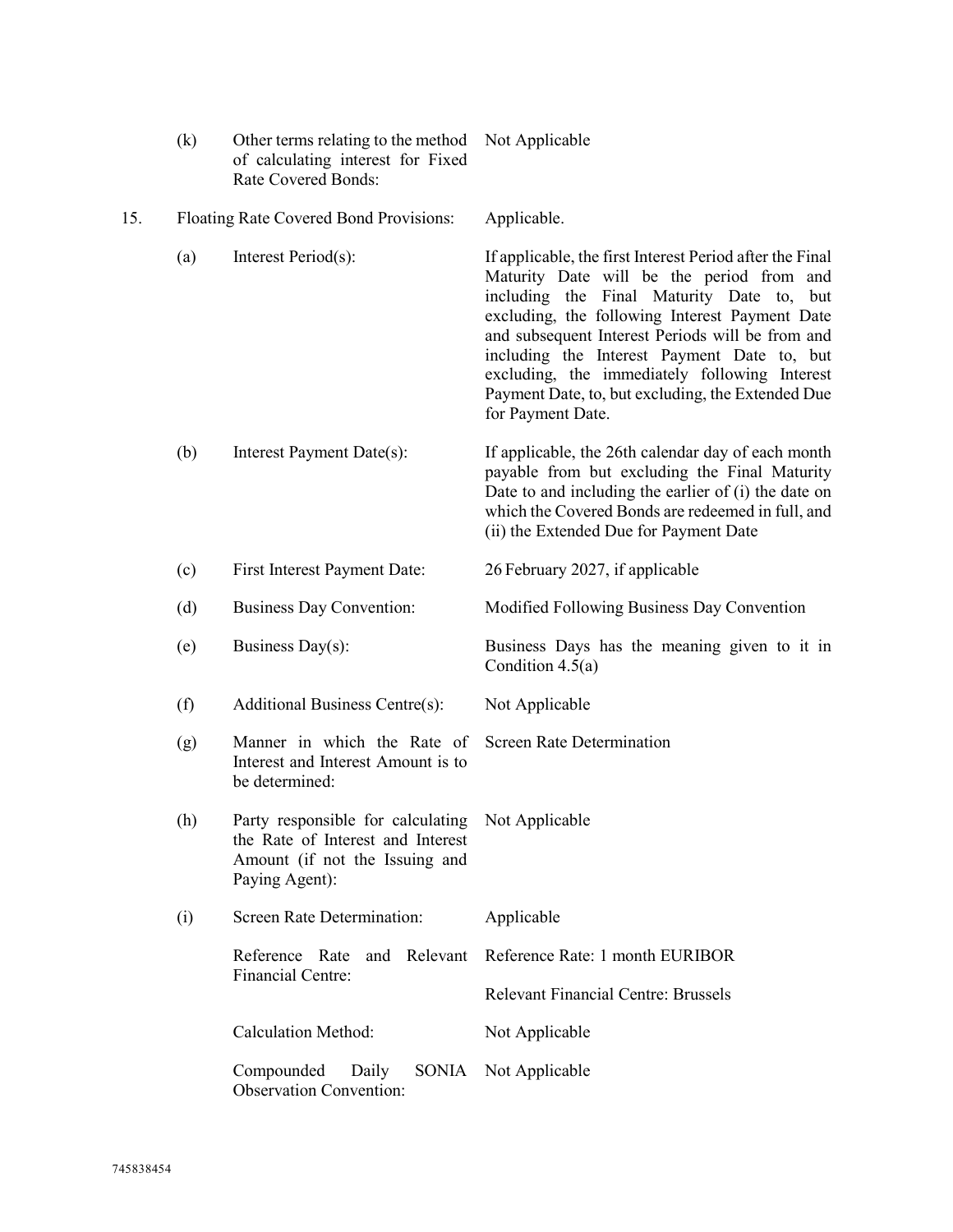| | | | |
|---|---|---|---|
| | (k) | Other terms relating to the method of calculating interest for Fixed Rate Covered Bonds: | Not Applicable |
| 15. | | Floating Rate Covered Bond Provisions: | Applicable. |
| | (a) | Interest Period(s): | If applicable, the first Interest Period after the Final Maturity Date will be the period from and including the Final Maturity Date to, but excluding, the following Interest Payment Date and subsequent Interest Periods will be from and including the Interest Payment Date to, but excluding, the immediately following Interest Payment Date, to, but excluding, the Extended Due for Payment Date. |
| | (b) | Interest Payment Date(s): | If applicable, the 26th calendar day of each month payable from but excluding the Final Maturity Date to and including the earlier of (i) the date on which the Covered Bonds are redeemed in full, and (ii) the Extended Due for Payment Date |
| | (c) | First Interest Payment Date: | 26 February 2027, if applicable |
| | (d) | Business Day Convention: | Modified Following Business Day Convention |
| | (e) | Business Day(s): | Business Days has the meaning given to it in Condition 4.5(a) |
| | (f) | Additional Business Centre(s): | Not Applicable |
| | (g) | Manner in which the Rate of Interest and Interest Amount is to be determined: | Screen Rate Determination |
| | (h) | Party responsible for calculating the Rate of Interest and Interest Amount (if not the Issuing and Paying Agent): | Not Applicable |
| | (i) | Screen Rate Determination: | Applicable |
| | | Reference Rate and Relevant Financial Centre: | Reference Rate: 1 month EURIBOR<br><br>Relevant Financial Centre: Brussels |
| | | Calculation Method: | Not Applicable |
| | | Compounded Daily SONIA Observation Convention: | Not Applicable |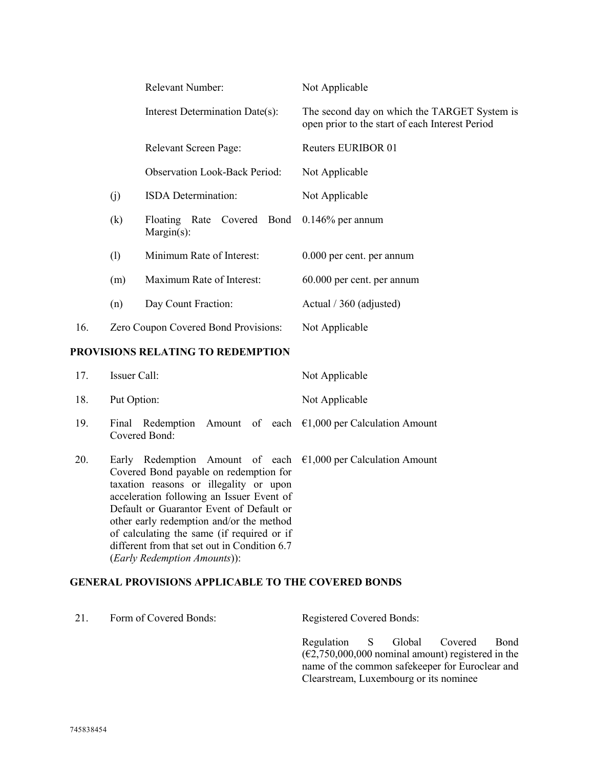| | | | |
|---|---|---|---|
| | | Relevant Number: | Not Applicable |
| | | Interest Determination Date(s): | The second day on which the TARGET System is open prior to the start of each Interest Period |
| | | Relevant Screen Page: | Reuters EURIBOR 01 |
| | | Observation Look-Back Period: | Not Applicable |
| | (j) | ISDA Determination: | Not Applicable |
| | (k) | Floating Rate Covered Bond Margin(s): | 0.146% per annum |
| | (l) | Minimum Rate of Interest: | 0.000 per cent. per annum |
| | (m) | Maximum Rate of Interest: | 60.000 per cent. per annum |
| | (n) | Day Count Fraction: | Actual / 360 (adjusted) |
| 16. | Zero Coupon Covered Bond Provisions: | | Not Applicable |

## PROVISIONS RELATING TO REDEMPTION

| | | |
|---|---|---|
| 17. | Issuer Call: | Not Applicable |
| 18. | Put Option: | Not Applicable |
| 19. | Final Redemption Amount of each Covered Bond: | €1,000 per Calculation Amount |
| 20. | Early Redemption Amount of each Covered Bond payable on redemption for taxation reasons or illegality or upon acceleration following an Issuer Event of Default or Guarantor Event of Default or other early redemption and/or the method of calculating the same (if required or if different from that set out in Condition 6.7 (*Early Redemption Amounts*)): | €1,000 per Calculation Amount |

## GENERAL PROVISIONS APPLICABLE TO THE COVERED BONDS

| | | |
|---|---|---|
| 21. | Form of Covered Bonds: | Registered Covered Bonds: |
| | | Regulation S Global Covered Bond (€2,750,000,000 nominal amount) registered in the name of the common safekeeper for Euroclear and Clearstream, Luxembourg or its nominee |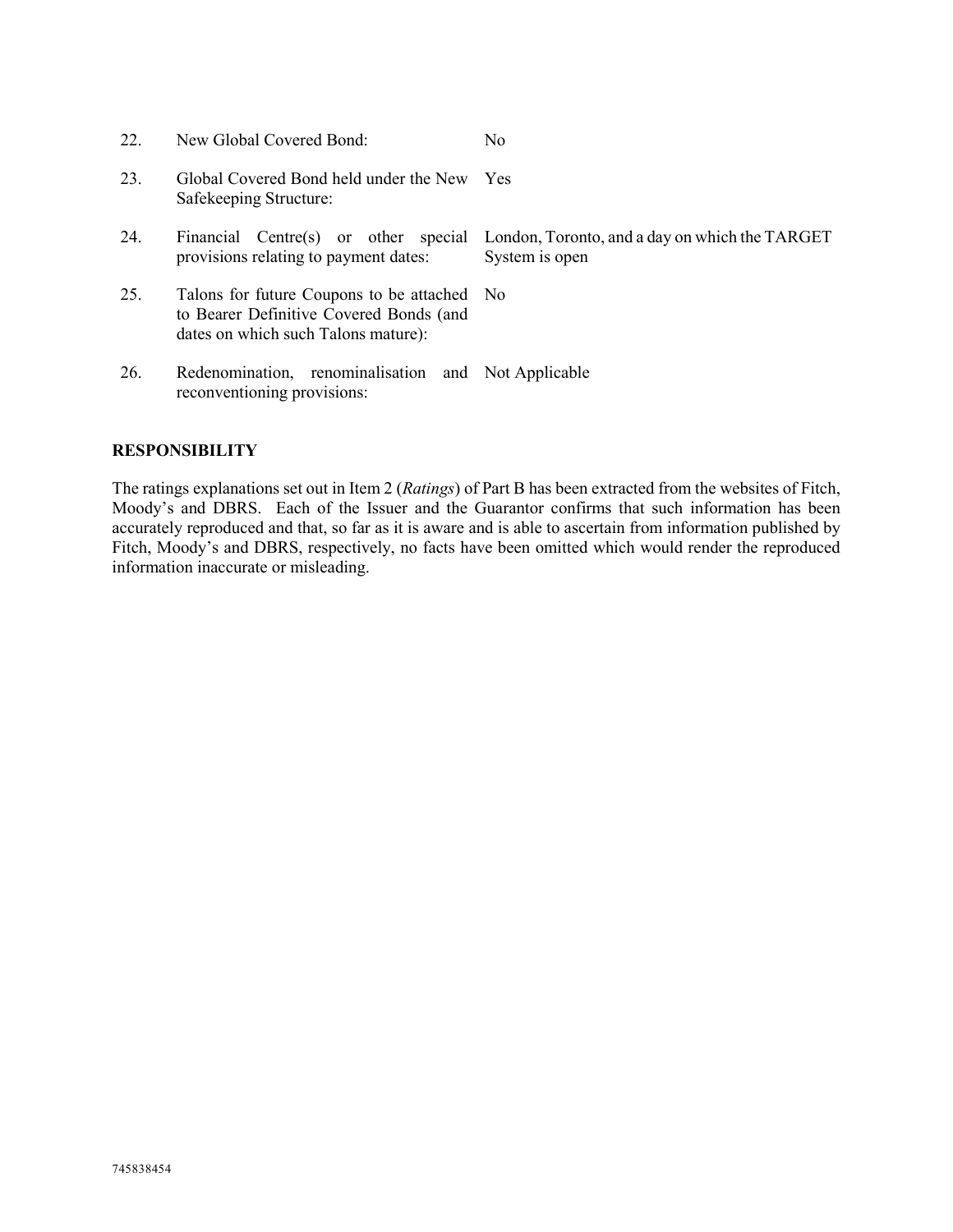| | | |
|---|---|---|
| 22. | New Global Covered Bond: | No |
| 23. | Global Covered Bond held under the New Safekeeping Structure: | Yes |
| 24. | Financial Centre(s) or other special provisions relating to payment dates: | London, Toronto, and a day on which the TARGET System is open |
| 25. | Talons for future Coupons to be attached to Bearer Definitive Covered Bonds (and dates on which such Talons mature): | No |
| 26. | Redenomination, renominalisation and reconventioning provisions: | Not Applicable |

**RESPONSIBILITY**

The ratings explanations set out in Item 2 (*Ratings*) of Part B has been extracted from the websites of Fitch, Moody's and DBRS. Each of the Issuer and the Guarantor confirms that such information has been accurately reproduced and that, so far as it is aware and is able to ascertain from information published by Fitch, Moody's and DBRS, respectively, no facts have been omitted which would render the reproduced information inaccurate or misleading.

745838454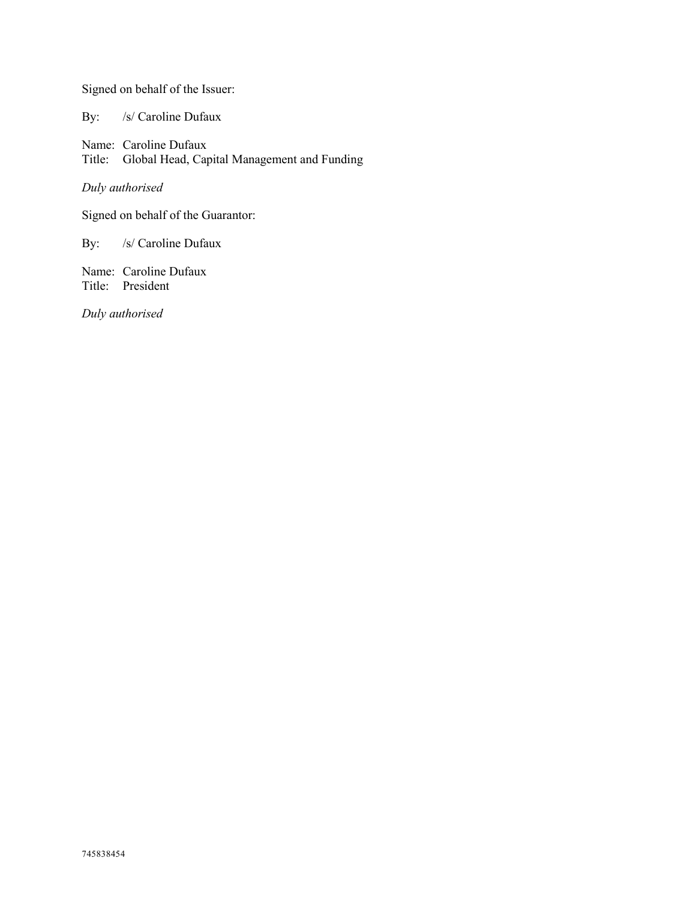Signed on behalf of the Issuer:

By: /s/ Caroline Dufaux

Name: Caroline Dufaux
Title: Global Head, Capital Management and Funding

*Duly authorised*

Signed on behalf of the Guarantor:

By: /s/ Caroline Dufaux

Name: Caroline Dufaux
Title: President

*Duly authorised*

745838454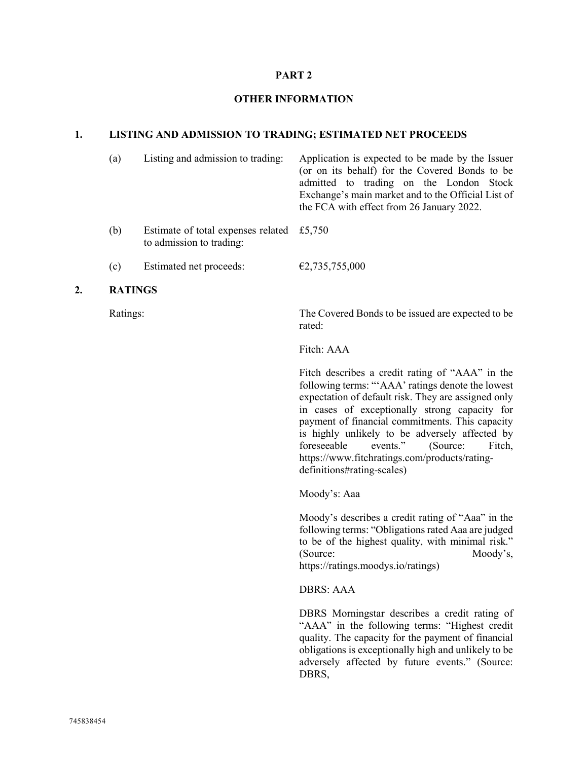**PART 2**

**OTHER INFORMATION**

**1. LISTING AND ADMISSION TO TRADING; ESTIMATED NET PROCEEDS**

(a) Listing and admission to trading: Application is expected to be made by the Issuer (or on its behalf) for the Covered Bonds to be admitted to trading on the London Stock Exchange's main market and to the Official List of the FCA with effect from 26 January 2022.

(b) Estimate of total expenses related to admission to trading: £5,750

(c) Estimated net proceeds: €2,735,755,000

**2. RATINGS**

Ratings: The Covered Bonds to be issued are expected to be rated:

Fitch: AAA

Fitch describes a credit rating of "AAA" in the following terms: "'AAA' ratings denote the lowest expectation of default risk. They are assigned only in cases of exceptionally strong capacity for payment of financial commitments. This capacity is highly unlikely to be adversely affected by foreseeable events." (Source: Fitch, https://www.fitchratings.com/products/rating-definitions#rating-scales)

Moody's: Aaa

Moody's describes a credit rating of "Aaa" in the following terms: "Obligations rated Aaa are judged to be of the highest quality, with minimal risk." (Source: Moody's, https://ratings.moodys.io/ratings)

DBRS: AAA

DBRS Morningstar describes a credit rating of "AAA" in the following terms: "Highest credit quality. The capacity for the payment of financial obligations is exceptionally high and unlikely to be adversely affected by future events." (Source: DBRS,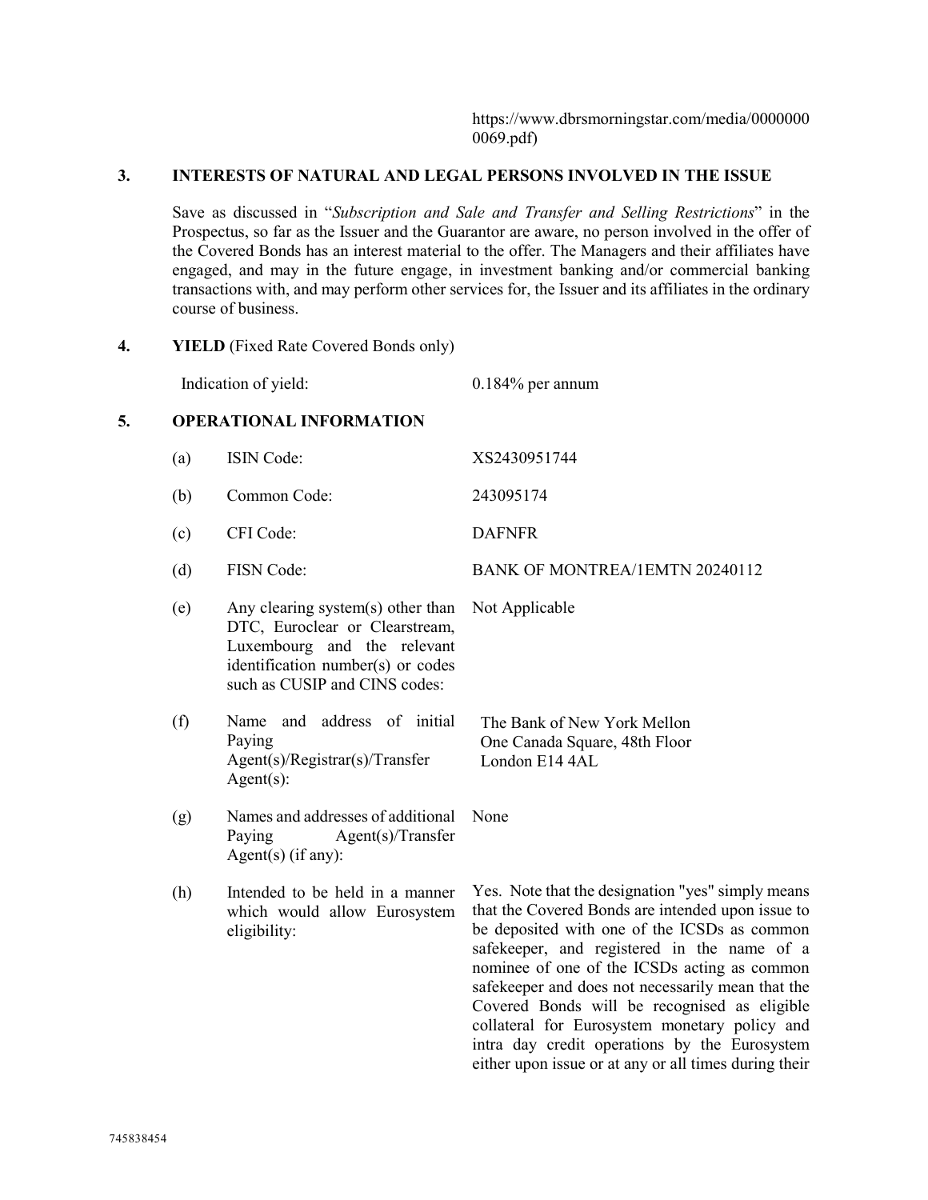https://www.dbrsmorningstar.com/media/00000000069.pdf)

## 3. INTERESTS OF NATURAL AND LEGAL PERSONS INVOLVED IN THE ISSUE

Save as discussed in "*Subscription and Sale and Transfer and Selling Restrictions*" in the Prospectus, so far as the Issuer and the Guarantor are aware, no person involved in the offer of the Covered Bonds has an interest material to the offer. The Managers and their affiliates have engaged, and may in the future engage, in investment banking and/or commercial banking transactions with, and may perform other services for, the Issuer and its affiliates in the ordinary course of business.

## 4. YIELD (Fixed Rate Covered Bonds only)

| | |
|---|---|
| Indication of yield: | 0.184% per annum |

## 5. OPERATIONAL INFORMATION

| | | |
|---|---|---|
| (a) | ISIN Code: | XS2430951744 |
| (b) | Common Code: | 243095174 |
| (c) | CFI Code: | DAFNFR |
| (d) | FISN Code: | BANK OF MONTREA/1EMTN 20240112 |
| (e) | Any clearing system(s) other than DTC, Euroclear or Clearstream, Luxembourg and the relevant identification number(s) or codes such as CUSIP and CINS codes: | Not Applicable |
| (f) | Name and address of initial Paying Agent(s)/Registrar(s)/Transfer Agent(s): | The Bank of New York Mellon<br>One Canada Square, 48th Floor<br>London E14 4AL |
| (g) | Names and addresses of additional Paying Agent(s)/Transfer Agent(s) (if any): | None |
| (h) | Intended to be held in a manner which would allow Eurosystem eligibility: | Yes. Note that the designation "yes" simply means that the Covered Bonds are intended upon issue to be deposited with one of the ICSDs as common safekeeper, and registered in the name of a nominee of one of the ICSDs acting as common safekeeper and does not necessarily mean that the Covered Bonds will be recognised as eligible collateral for Eurosystem monetary policy and intra day credit operations by the Eurosystem either upon issue or at any or all times during their |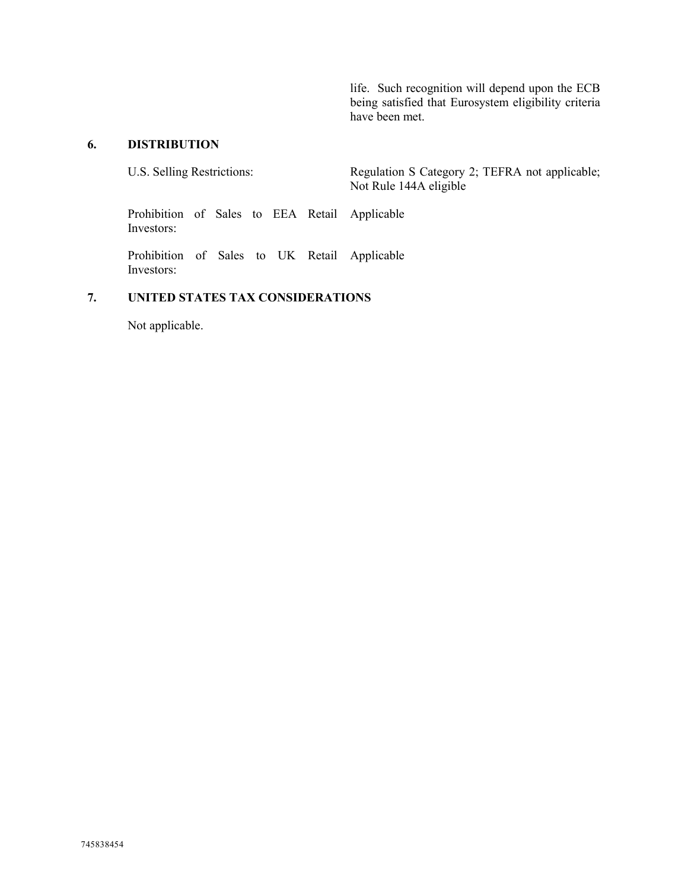| | |
|---|---|
| | life. Such recognition will depend upon the ECB being satisfied that Eurosystem eligibility criteria have been met. |

## 6. DISTRIBUTION

| | |
|---|---|
| U.S. Selling Restrictions: | Regulation S Category 2; TEFRA not applicable; Not Rule 144A eligible |
| Prohibition of Sales to EEA Retail Investors: | Applicable |
| Prohibition of Sales to UK Retail Investors: | Applicable |

## 7. UNITED STATES TAX CONSIDERATIONS

Not applicable.